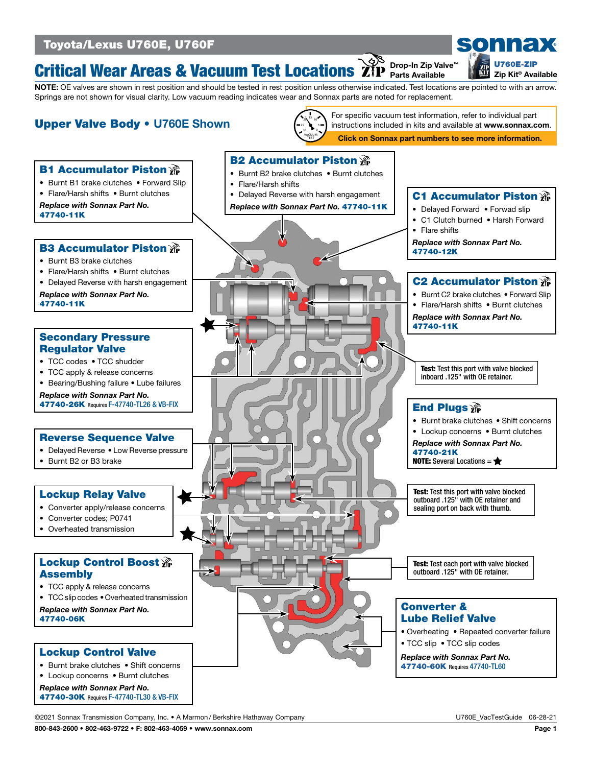# Toyota/Lexus U760E, U760F

# Critical Wear Areas & Vacuum Test Locations

Drop-In Zip Valve™ Parts Available

U760E-ZIP Zip Kit® Available

**NOTE:** OE valves are shown in rest position and should be tested in rest position unless otherwise indicated. Test locations are pointed to with an arrow. Springs are not shown for visual clarity. Low vacuum reading indicates wear and Sonnax parts are noted for replacement.

## Upper Valve Body • U760E Shown

For specific vacuum test information, refer to individual part instructions included in kits and available at **www.sonnax.com**.

**Click on Sonnax part numbers to see more information.**

### B1 Accumulator Piston

- Burnt B1 brake clutches • Forward Slip
- Flare/Harsh shifts • Burnt clutches

***Replace with Sonnax Part No.* 47740-11K**

### B2 Accumulator Piston

- Burnt B2 brake clutches • Burnt clutches
- Flare/Harsh shifts
- Delayed Reverse with harsh engagement

***Replace with Sonnax Part No.* 47740-11K**

### C1 Accumulator Piston

- Delayed Forward • Forwad slip
- C1 Clutch burned • Harsh Forward
- Flare shifts

***Replace with Sonnax Part No.* 47740-12K**

### B3 Accumulator Piston

- Burnt B3 brake clutches
- Flare/Harsh shifts • Burnt clutches
- Delayed Reverse with harsh engagement

***Replace with Sonnax Part No.* 47740-11K**

### C2 Accumulator Piston

- Burnt C2 brake clutches • Forward Slip
- Flare/Harsh shifts • Burnt clutches

***Replace with Sonnax Part No.* 47740-11K**

### Secondary Pressure Regulator Valve

- TCC codes • TCC shudder
- TCC apply & release concerns
- Bearing/Bushing failure • Lube failures

***Replace with Sonnax Part No.* 47740-26K** Requires F-47740-TL26 & VB-FIX

**Test:** Test this port with valve blocked inboard .125" with OE retainer.

### End Plugs

- Burnt brake clutches • Shift concerns
- Lockup concerns • Burnt clutches

***Replace with Sonnax Part No.* 47740-21K**

**NOTE:** Several Locations = ★

### Reverse Sequence Valve

- Delayed Reverse • Low Reverse pressure
- Burnt B2 or B3 brake

### Lockup Relay Valve

- Converter apply/release concerns
- Converter codes; P0741
- Overheated transmission

**Test:** Test this port with valve blocked outboard .125" with OE retainer and sealing port on back with thumb.

### Lockup Control Boost Assembly

- TCC apply & release concerns
- TCC slip codes • Overheated transmission

***Replace with Sonnax Part No.* 47740-06K**

**Test:** Test each port with valve blocked outboard .125" with OE retainer.

### Converter & Lube Relief Valve

- Overheating • Repeated converter failure
- TCC slip • TCC slip codes

***Replace with Sonnax Part No.* 47740-60K** Requires 47740-TL60

### Lockup Control Valve

- Burnt brake clutches • Shift concerns
- Lockup concerns • Burnt clutches

***Replace with Sonnax Part No.* 47740-30K** Requires F-47740-TL30 & VB-FIX

©2021 Sonnax Transmission Company, Inc. • A Marmon / Berkshire Hathaway Company

U760E_VacTestGuide 06-28-21

800-843-2600 • 802-463-9722 • F: 802-463-4059 • www.sonnax.com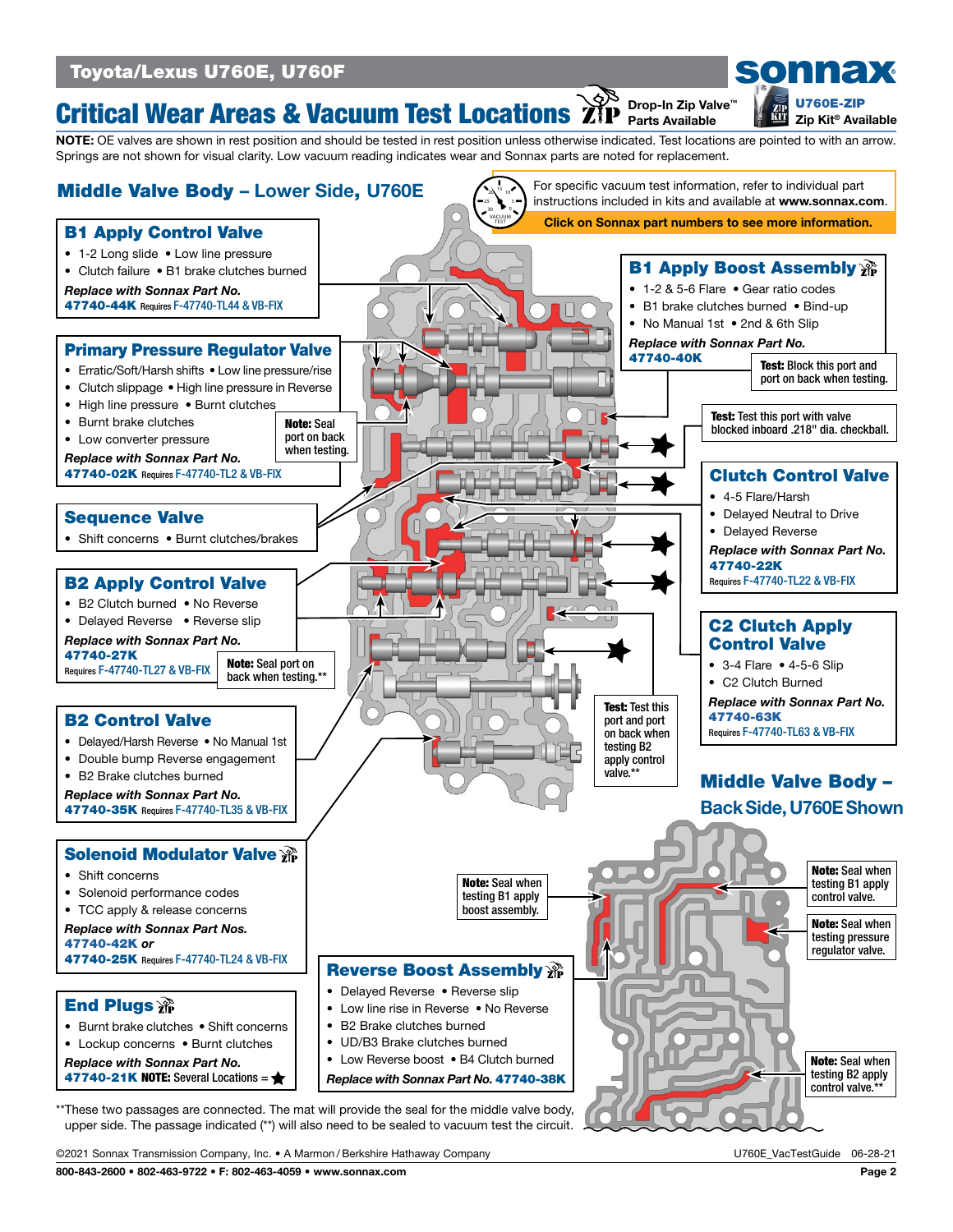Toyota/Lexus U760E, U760F

# Critical Wear Areas & Vacuum Test Locations

Drop-In Zip Valve™ Parts Available

U760E-ZIP Zip Kit® Available

**NOTE:** OE valves are shown in rest position and should be tested in rest position unless otherwise indicated. Test locations are pointed to with an arrow. Springs are not shown for visual clarity. Low vacuum reading indicates wear and Sonnax parts are noted for replacement.

## Middle Valve Body – Lower Side, U760E

For specific vacuum test information, refer to individual part instructions included in kits and available at **www.sonnax.com**.

**Click on Sonnax part numbers to see more information.**

### B1 Apply Control Valve

- 1-2 Long slide
- Low line pressure
- Clutch failure
- B1 brake clutches burned

***Replace with Sonnax Part No.***
**47740-44K** Requires F-47740-TL44 & VB-FIX

### Primary Pressure Regulator Valve

- Erratic/Soft/Harsh shifts
- Low line pressure/rise
- Clutch slippage
- High line pressure in Reverse
- High line pressure
- Burnt clutches
- Burnt brake clutches
- Low converter pressure

***Replace with Sonnax Part No.***
**47740-02K** Requires F-47740-TL2 & VB-FIX

**Note:** Seal port on back when testing.

### Sequence Valve

- Shift concerns
- Burnt clutches/brakes

### B2 Apply Control Valve

- B2 Clutch burned
- No Reverse
- Delayed Reverse
- Reverse slip

***Replace with Sonnax Part No.***
**47740-27K** Requires F-47740-TL27 & VB-FIX

**Note:** Seal port on back when testing.**

### B2 Control Valve

- Delayed/Harsh Reverse
- No Manual 1st
- Double bump Reverse engagement
- B2 Brake clutches burned

***Replace with Sonnax Part No.***
**47740-35K** Requires F-47740-TL35 & VB-FIX

### Solenoid Modulator Valve

- Shift concerns
- Solenoid performance codes
- TCC apply & release concerns

***Replace with Sonnax Part Nos.***
**47740-42K** ***or***
**47740-25K** Requires F-47740-TL24 & VB-FIX

### End Plugs

- Burnt brake clutches
- Shift concerns
- Lockup concerns
- Burnt clutches

***Replace with Sonnax Part No.***
**47740-21K NOTE:** Several Locations = ★

### B1 Apply Boost Assembly

- 1-2 & 5-6 Flare
- Gear ratio codes
- B1 brake clutches burned
- Bind-up
- No Manual 1st
- 2nd & 6th Slip

***Replace with Sonnax Part No.***
**47740-40K**

**Test:** Block this port and port on back when testing.

**Test:** Test this port with valve blocked inboard .218" dia. checkball.

### Clutch Control Valve

- 4-5 Flare/Harsh
- Delayed Neutral to Drive
- Delayed Reverse

***Replace with Sonnax Part No.***
**47740-22K**
Requires F-47740-TL22 & VB-FIX

### C2 Clutch Apply Control Valve

- 3-4 Flare
- 4-5-6 Slip
- C2 Clutch Burned

***Replace with Sonnax Part No.***
**47740-63K**
Requires F-47740-TL63 & VB-FIX

**Test:** Test this port and port on back when testing B2 apply control valve.**

## Middle Valve Body – Back Side, U760E Shown

**Note:** Seal when testing B1 apply boost assembly.

**Note:** Seal when testing B1 apply control valve.

**Note:** Seal when testing pressure regulator valve.

**Note:** Seal when testing B2 apply control valve.**

### Reverse Boost Assembly

- Delayed Reverse
- Reverse slip
- Low line rise in Reverse
- No Reverse
- B2 Brake clutches burned
- UD/B3 Brake clutches burned
- Low Reverse boost
- B4 Clutch burned

***Replace with Sonnax Part No.* 47740-38K**

**These two passages are connected. The mat will provide the seal for the middle valve body, upper side. The passage indicated (**) will also need to be sealed to vacuum test the circuit.

©2021 Sonnax Transmission Company, Inc. • A Marmon / Berkshire Hathaway Company

U760E_VacTestGuide 06-28-21

800-843-2600 • 802-463-9722 • F: 802-463-4059 • www.sonnax.com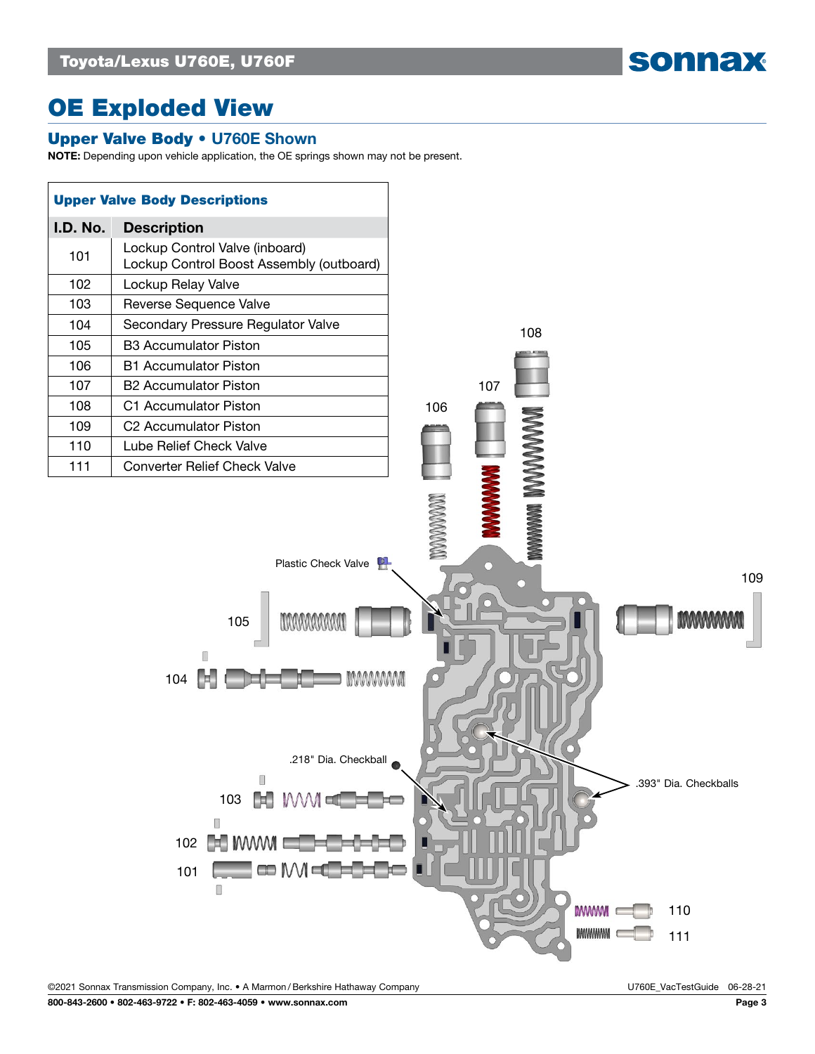# OE Exploded View

## Upper Valve Body • U760E Shown

**NOTE:** Depending upon vehicle application, the OE springs shown may not be present.

### Upper Valve Body Descriptions

| I.D. No. | Description |
|---|---|
| 101 | Lockup Control Valve (inboard)<br>Lockup Control Boost Assembly (outboard) |
| 102 | Lockup Relay Valve |
| 103 | Reverse Sequence Valve |
| 104 | Secondary Pressure Regulator Valve |
| 105 | B3 Accumulator Piston |
| 106 | B1 Accumulator Piston |
| 107 | B2 Accumulator Piston |
| 108 | C1 Accumulator Piston |
| 109 | C2 Accumulator Piston |
| 110 | Lube Relief Check Valve |
| 111 | Converter Relief Check Valve |

Plastic Check Valve

.218" Dia. Checkball

.393" Dia. Checkballs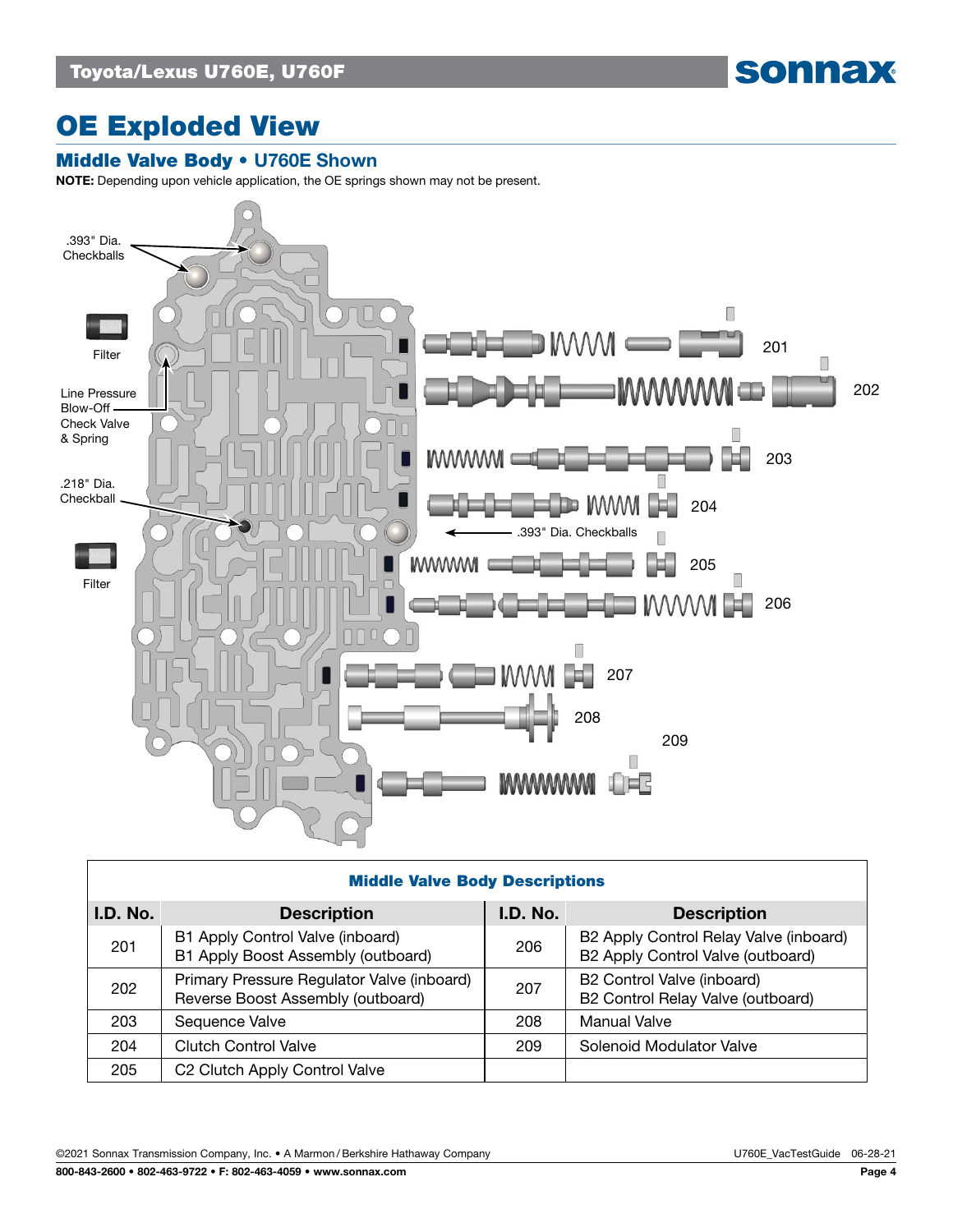# OE Exploded View

## Middle Valve Body • U760E Shown

**NOTE:** Depending upon vehicle application, the OE springs shown may not be present.

.393" Dia. Checkballs

Filter

Line Pressure Blow-Off Check Valve & Spring

.218" Dia. Checkball

Filter

.393" Dia. Checkballs

201

202

203

204

205

206

207

208

209

| | | | |
|---|---|---|---|
| **Middle Valve Body Descriptions** | | | |
| **I.D. No.** | **Description** | **I.D. No.** | **Description** |
| 201 | B1 Apply Control Valve (inboard)<br>B1 Apply Boost Assembly (outboard) | 206 | B2 Apply Control Relay Valve (inboard)<br>B2 Apply Control Valve (outboard) |
| 202 | Primary Pressure Regulator Valve (inboard)<br>Reverse Boost Assembly (outboard) | 207 | B2 Control Valve (inboard)<br>B2 Control Relay Valve (outboard) |
| 203 | Sequence Valve | 208 | Manual Valve |
| 204 | Clutch Control Valve | 209 | Solenoid Modulator Valve |
| 205 | C2 Clutch Apply Control Valve | | |

©2021 Sonnax Transmission Company, Inc. • A Marmon/Berkshire Hathaway Company

U760E_VacTestGuide 06-28-21

800-843-2600 • 802-463-9722 • F: 802-463-4059 • www.sonnax.com